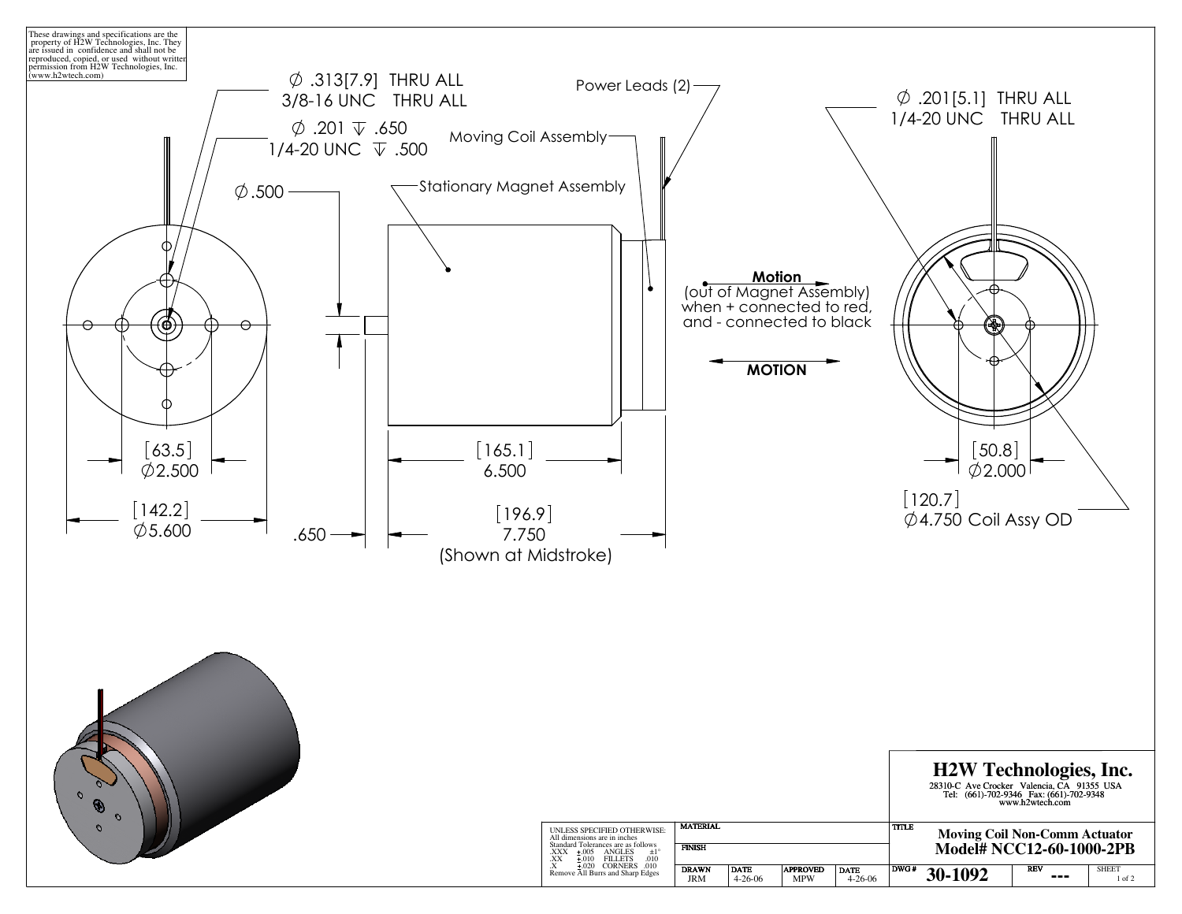These drawings and specifications are the property of H2W Technologies, Inc. They are issued in confidence and shall not be reproduced, copied, or used without written permission from H2W Technologies, Inc. (www.h2wtech.com)

∅ .313[7.9] THRU ALL
3/8-16 UNC THRU ALL

∅ .201 ↧ .650
1/4-20 UNC ↧ .500

∅.500

Power Leads (2)

Moving Coil Assembly

Stationary Magnet Assembly

∅ .201[5.1] THRU ALL
1/4-20 UNC THRU ALL

**Motion**
(out of Magnet Assembly) when + connected to red, and - connected to black

**MOTION**

[63.5]
∅2.500

[142.2]
∅5.600

.650

[165.1]
6.500

[196.9]
7.750
(Shown at Midstroke)

[50.8]
∅2.000

[120.7]
∅4.750 Coil Assy OD

UNLESS SPECIFIED OTHERWISE:
All dimensions are in inches
Standard Tolerances are as follows

| | | | |
|---|---|---|---|
| .XXX | ±.005 | ANGLES | ±1° |
| .XX | ±.010 | FILLETS | .010 |
| .X | ±.020 | CORNERS | .010 |

Remove All Burrs and Sharp Edges

| MATERIAL | | | |
|---|---|---|---|
| FINISH | | | |
| DRAWN | DATE | APPROVED | DATE |
| JRM | 4-26-06 | MPW | 4-26-06 |

## H2W Technologies, Inc.

28310-C Ave Crocker Valencia, CA 91355 USA
Tel: (661)-702-9346 Fax: (661)-702-9348
www.h2wtech.com

TITLE
**Moving Coil Non-Comm Actuator**
**Model# NCC12-60-1000-2PB**

| DWG # | REV | SHEET |
|---|---|---|
| 30-1092 | --- | 1 of 2 |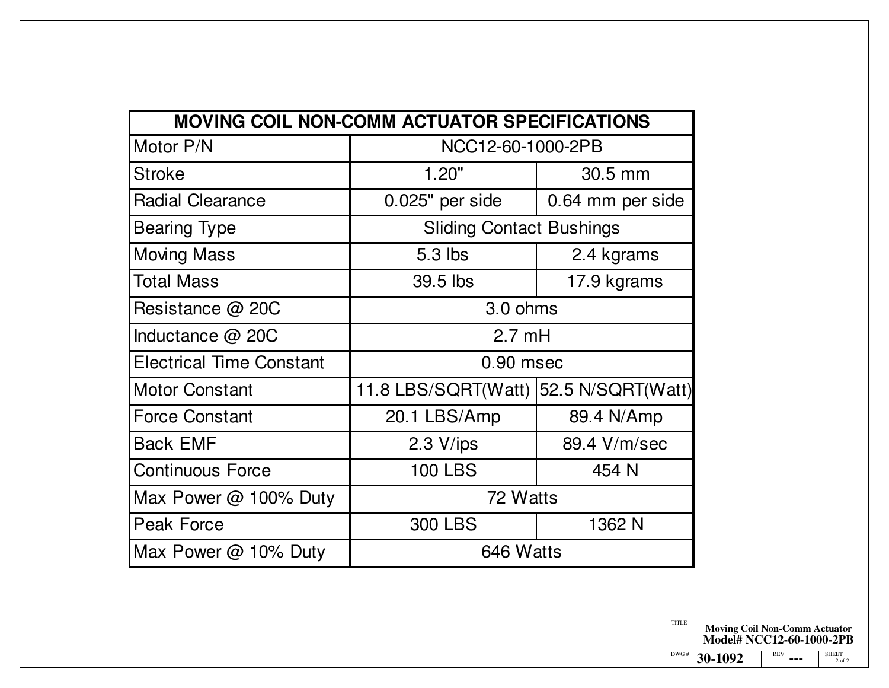| MOVING COIL NON-COMM ACTUATOR SPECIFICATIONS | | |
|---|---|---|
| Motor P/N | NCC12-60-1000-2PB | |
| Stroke | 1.20" | 30.5 mm |
| Radial Clearance | 0.025" per side | 0.64 mm per side |
| Bearing Type | Sliding Contact Bushings | |
| Moving Mass | 5.3 lbs | 2.4 kgrams |
| Total Mass | 39.5 lbs | 17.9 kgrams |
| Resistance @ 20C | 3.0 ohms | |
| Inductance @ 20C | 2.7 mH | |
| Electrical Time Constant | 0.90 msec | |
| Motor Constant | 11.8 LBS/SQRT(Watt) | 52.5 N/SQRT(Watt) |
| Force Constant | 20.1 LBS/Amp | 89.4 N/Amp |
| Back EMF | 2.3 V/ips | 89.4 V/m/sec |
| Continuous Force | 100 LBS | 454 N |
| Max Power @ 100% Duty | 72 Watts | |
| Peak Force | 300 LBS | 1362 N |
| Max Power @ 10% Duty | 646 Watts | |

TITLE: Moving Coil Non-Comm Actuator
Model# NCC12-60-1000-2PB

DWG # 30-1092 | REV --- | SHEET 2 of 2